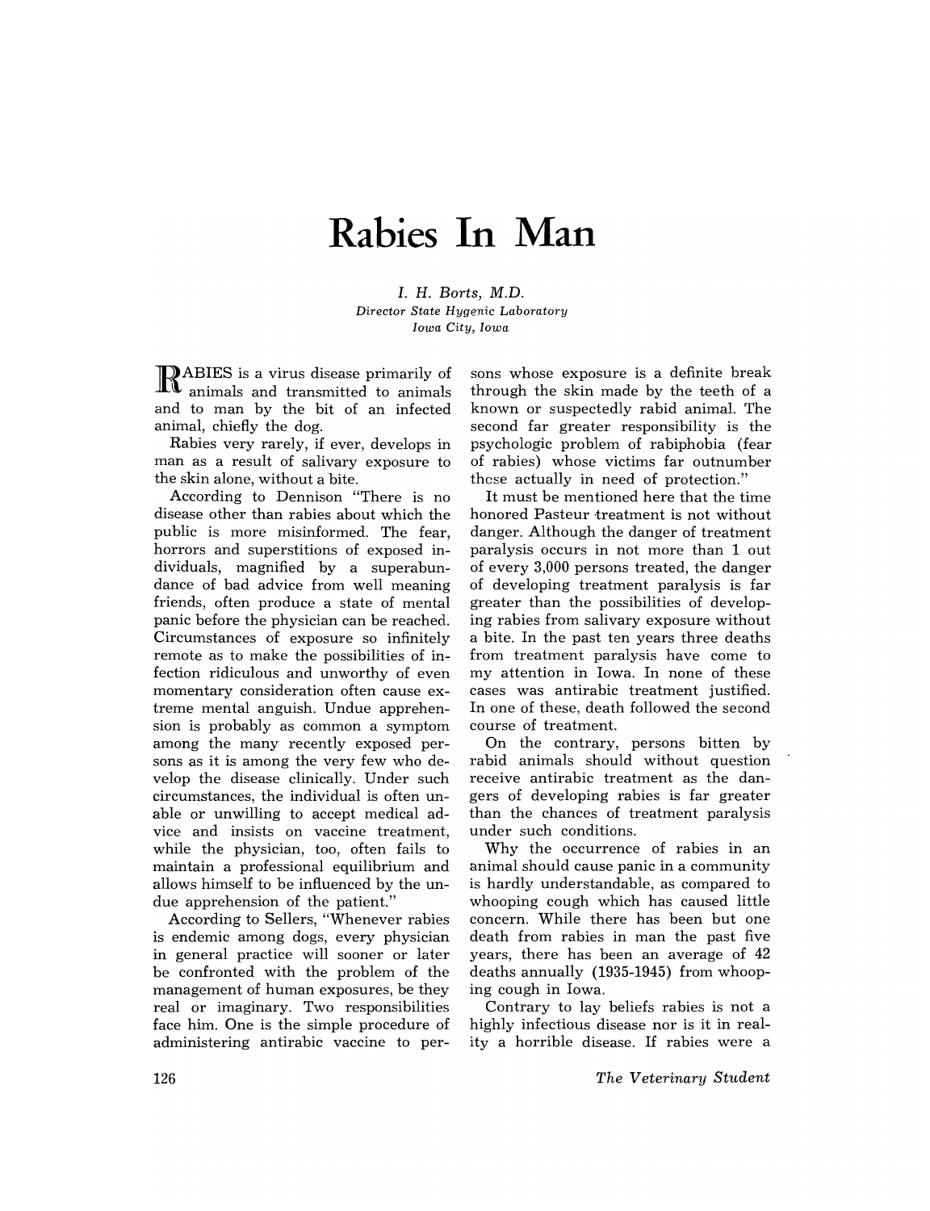# Rabies In Man

*I. H. Borts, M.D.*
*Director State Hygenic Laboratory*
*Iowa City, Iowa*

RABIES is a virus disease primarily of animals and transmitted to animals and to man by the bit of an infected animal, chiefly the dog.

Rabies very rarely, if ever, develops in man as a result of salivary exposure to the skin alone, without a bite.

According to Dennison "There is no disease other than rabies about which the public is more misinformed. The fear, horrors and superstitions of exposed individuals, magnified by a superabundance of bad advice from well meaning friends, often produce a state of mental panic before the physician can be reached. Circumstances of exposure so infinitely remote as to make the possibilities of infection ridiculous and unworthy of even momentary consideration often cause extreme mental anguish. Undue apprehension is probably as common a symptom among the many recently exposed persons as it is among the very few who develop the disease clinically. Under such circumstances, the individual is often unable or unwilling to accept medical advice and insists on vaccine treatment, while the physician, too, often fails to maintain a professional equilibrium and allows himself to be influenced by the undue apprehension of the patient."

According to Sellers, "Whenever rabies is endemic among dogs, every physician in general practice will sooner or later be confronted with the problem of the management of human exposures, be they real or imaginary. Two responsibilities face him. One is the simple procedure of administering antirabic vaccine to persons whose exposure is a definite break through the skin made by the teeth of a known or suspectedly rabid animal. The second far greater responsibility is the psychologic problem of rabiphobia (fear of rabies) whose victims far outnumber those actually in need of protection."

It must be mentioned here that the time honored Pasteur treatment is not without danger. Although the danger of treatment paralysis occurs in not more than 1 out of every 3,000 persons treated, the danger of developing treatment paralysis is far greater than the possibilities of developing rabies from salivary exposure without a bite. In the past ten years three deaths from treatment paralysis have come to my attention in Iowa. In none of these cases was antirabic treatment justified. In one of these, death followed the second course of treatment.

On the contrary, persons bitten by rabid animals should without question receive antirabic treatment as the dangers of developing rabies is far greater than the chances of treatment paralysis under such conditions.

Why the occurrence of rabies in an animal should cause panic in a community is hardly understandable, as compared to whooping cough which has caused little concern. While there has been but one death from rabies in man the past five years, there has been an average of 42 deaths annually (1935-1945) from whooping cough in Iowa.

Contrary to lay beliefs rabies is not a highly infectious disease nor is it in reality a horrible disease. If rabies were a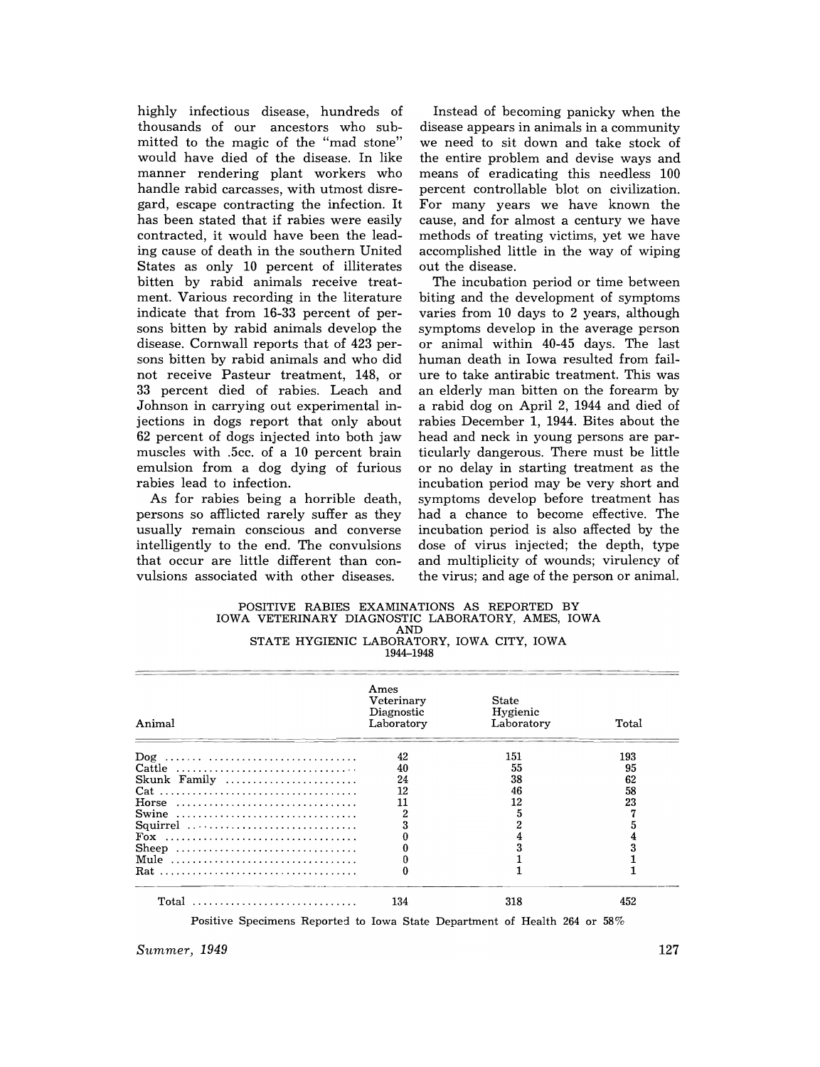highly infectious disease, hundreds of thousands of our ancestors who submitted to the magic of the "mad stone" would have died of the disease. In like manner rendering plant workers who handle rabid carcasses, with utmost disregard, escape contracting the infection. It has been stated that if rabies were easily contracted, it would have been the leading cause of death in the southern United States as only 10 percent of illiterates bitten by rabid animals receive treatment. Various recording in the literature indicate that from 16-33 percent of persons bitten by rabid animals develop the disease. Cornwall reports that of 423 persons bitten by rabid animals and who did not receive Pasteur treatment, 148, or 33 percent died of rabies. Leach and Johnson in carrying out experimental injections in dogs report that only about 62 percent of dogs injected into both jaw muscles with .5cc. of a 10 percent brain emulsion from a dog dying of furious rabies lead to infection.

As for rabies being a horrible death, persons so afflicted rarely suffer as they usually remain conscious and converse intelligently to the end. The convulsions that occur are little different than convulsions associated with other diseases.

Instead of becoming panicky when the disease appears in animals in a community we need to sit down and take stock of the entire problem and devise ways and means of eradicating this needless 100 percent controllable blot on civilization. For many years we have known the cause, and for almost a century we have methods of treating victims, yet we have accomplished little in the way of wiping out the disease.

The incubation period or time between biting and the development of symptoms varies from 10 days to 2 years, although symptoms develop in the average person or animal within 40-45 days. The last human death in Iowa resulted from failure to take antirabic treatment. This was an elderly man bitten on the forearm by a rabid dog on April 2, 1944 and died of rabies December 1, 1944. Bites about the head and neck in young persons are particularly dangerous. There must be little or no delay in starting treatment as the incubation period may be very short and symptoms develop before treatment has had a chance to become effective. The incubation period is also affected by the dose of virus injected; the depth, type and multiplicity of wounds; virulency of the virus; and age of the person or animal.

POSITIVE RABIES EXAMINATIONS AS REPORTED BY IOWA VETERINARY DIAGNOSTIC LABORATORY, AMES, IOWA AND STATE HYGIENIC LABORATORY, IOWA CITY, IOWA 1944–1948

| Animal | Ames Veterinary Diagnostic Laboratory | State Hygienic Laboratory | Total |
|---|---|---|---|
| Dog | 42 | 151 | 193 |
| Cattle | 40 | 55 | 95 |
| Skunk Family | 24 | 38 | 62 |
| Cat | 12 | 46 | 58 |
| Horse | 11 | 12 | 23 |
| Swine | 2 | 5 | 7 |
| Squirrel | 3 | 2 | 5 |
| Fox | 0 | 4 | 4 |
| Sheep | 0 | 3 | 3 |
| Mule | 0 | 1 | 1 |
| Rat | 0 | 1 | 1 |
| Total | 134 | 318 | 452 |

Positive Specimens Reported to Iowa State Department of Health 264 or 58%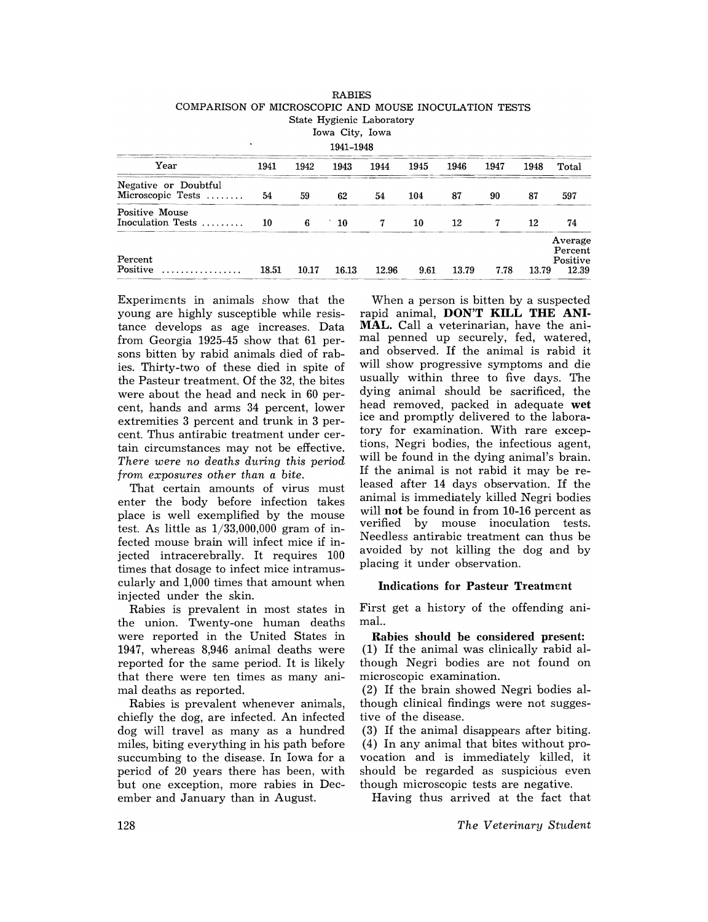RABIES

COMPARISON OF MICROSCOPIC AND MOUSE INOCULATION TESTS

State Hygienic Laboratory

Iowa City, Iowa

1941–1948

| Year | 1941 | 1942 | 1943 | 1944 | 1945 | 1946 | 1947 | 1948 | Total |
|---|---|---|---|---|---|---|---|---|---|
| Negative or Doubtful Microscopic Tests ........ | 54 | 59 | 62 | 54 | 104 | 87 | 90 | 87 | 597 |
| Positive Mouse Inoculation Tests ......... | 10 | 6 | 10 | 7 | 10 | 12 | 7 | 12 | 74 |
| Percent Positive ................. | 18.51 | 10.17 | 16.13 | 12.96 | 9.61 | 13.79 | 7.78 | 13.79 | Average Percent Positive 12.39 |

Experiments in animals show that the young are highly susceptible while resistance develops as age increases. Data from Georgia 1925-45 show that 61 persons bitten by rabid animals died of rabies. Thirty-two of these died in spite of the Pasteur treatment. Of the 32, the bites were about the head and neck in 60 percent, hands and arms 34 percent, lower extremities 3 percent and trunk in 3 percent. Thus antirabic treatment under certain circumstances may not be effective. *There were no deaths during this period from exposures other than a bite.*

That certain amounts of virus must enter the body before infection takes place is well exemplified by the mouse test. As little as 1/33,000,000 gram of infected mouse brain will infect mice if injected intracerebrally. It requires 100 times that dosage to infect mice intramuscularly and 1,000 times that amount when injected under the skin.

Rabies is prevalent in most states in the union. Twenty-one human deaths were reported in the United States in 1947, whereas 8,946 animal deaths were reported for the same period. It is likely that there were ten times as many animal deaths as reported.

Rabies is prevalent whenever animals, chiefly the dog, are infected. An infected dog will travel as many as a hundred miles, biting everything in his path before succumbing to the disease. In Iowa for a period of 20 years there has been, with but one exception, more rabies in December and January than in August.

When a person is bitten by a suspected rapid animal, **DON'T KILL THE ANIMAL.** Call a veterinarian, have the animal penned up securely, fed, watered, and observed. If the animal is rabid it will show progressive symptoms and die usually within three to five days. The dying animal should be sacrificed, the head removed, packed in adequate **wet** ice and promptly delivered to the laboratory for examination. With rare exceptions, Negri bodies, the infectious agent, will be found in the dying animal's brain. If the animal is not rabid it may be released after 14 days observation. If the animal is immediately killed Negri bodies will **not** be found in from 10-16 percent as verified by mouse inoculation tests. Needless antirabic treatment can thus be avoided by not killing the dog and by placing it under observation.

### Indications for Pasteur Treatment

First get a history of the offending animal..

**Rabies should be considered present:**

(1) If the animal was clinically rabid although Negri bodies are not found on microscopic examination.

(2) If the brain showed Negri bodies although clinical findings were not suggestive of the disease.

(3) If the animal disappears after biting.

(4) In any animal that bites without provocation and is immediately killed, it should be regarded as suspicious even though microscopic tests are negative.

Having thus arrived at the fact that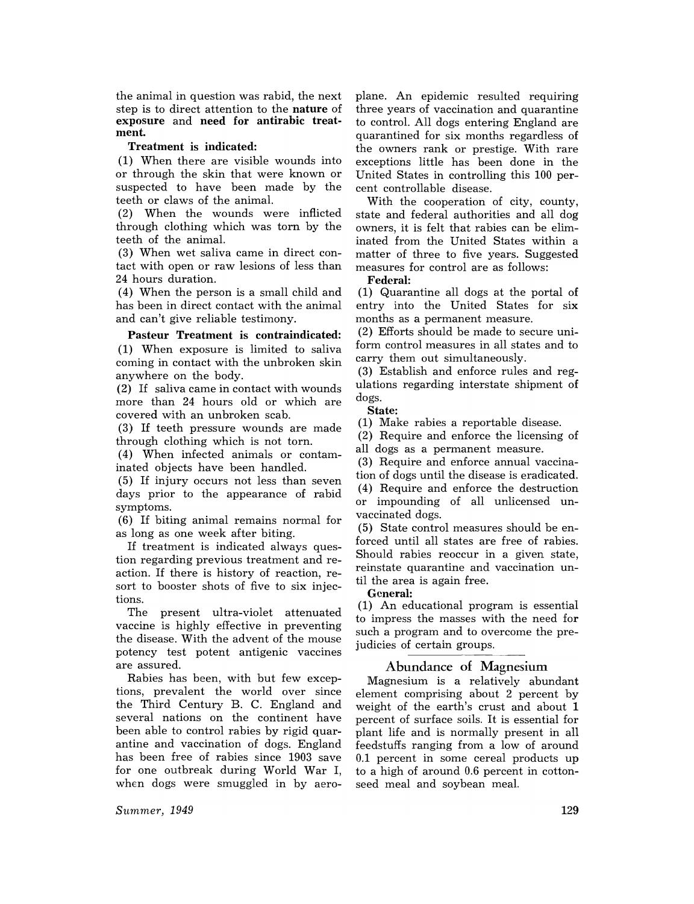the animal in question was rabid, the next step is to direct attention to the **nature of exposure** and **need for antirabic treatment.**

**Treatment is indicated:**

(1) When there are visible wounds into or through the skin that were known or suspected to have been made by the teeth or claws of the animal.

(2) When the wounds were inflicted through clothing which was torn by the teeth of the animal.

(3) When wet saliva came in direct contact with open or raw lesions of less than 24 hours duration.

(4) When the person is a small child and has been in direct contact with the animal and can't give reliable testimony.

**Pasteur Treatment is contraindicated:**

(1) When exposure is limited to saliva coming in contact with the unbroken skin anywhere on the body.

(2) If saliva came in contact with wounds more than 24 hours old or which are covered with an unbroken scab.

(3) If teeth pressure wounds are made through clothing which is not torn.

(4) When infected animals or contaminated objects have been handled.

(5) If injury occurs not less than seven days prior to the appearance of rabid symptoms.

(6) If biting animal remains normal for as long as one week after biting.

If treatment is indicated always question regarding previous treatment and reaction. If there is history of reaction, resort to booster shots of five to six injections.

The present ultra-violet attenuated vaccine is highly effective in preventing the disease. With the advent of the mouse potency test potent antigenic vaccines are assured.

Rabies has been, with but few exceptions, prevalent the world over since the Third Century B. C. England and several nations on the continent have been able to control rabies by rigid quarantine and vaccination of dogs. England has been free of rabies since 1903 save for one outbreak during World War I, when dogs were smuggled in by aeroplane. An epidemic resulted requiring three years of vaccination and quarantine to control. All dogs entering England are quarantined for six months regardless of the owners rank or prestige. With rare exceptions little has been done in the United States in controlling this 100 percent controllable disease.

With the cooperation of city, county, state and federal authorities and all dog owners, it is felt that rabies can be eliminated from the United States within a matter of three to five years. Suggested measures for control are as follows:

**Federal:**

(1) Quarantine all dogs at the portal of entry into the United States for six months as a permanent measure.

(2) Efforts should be made to secure uniform control measures in all states and to carry them out simultaneously.

(3) Establish and enforce rules and regulations regarding interstate shipment of dogs.

**State:**

(1) Make rabies a reportable disease.

(2) Require and enforce the licensing of all dogs as a permanent measure.

(3) Require and enforce annual vaccination of dogs until the disease is eradicated.

(4) Require and enforce the destruction or impounding of all unlicensed unvaccinated dogs.

(5) State control measures should be enforced until all states are free of rabies. Should rabies reoccur in a given state, reinstate quarantine and vaccination until the area is again free.

**General:**

(1) An educational program is essential to impress the masses with the need for such a program and to overcome the prejudicies of certain groups.

---

## Abundance of Magnesium

Magnesium is a relatively abundant element comprising about 2 percent by weight of the earth's crust and about 1 percent of surface soils. It is essential for plant life and is normally present in all feedstuffs ranging from a low of around 0.1 percent in some cereal products up to a high of around 0.6 percent in cottonseed meal and soybean meal.